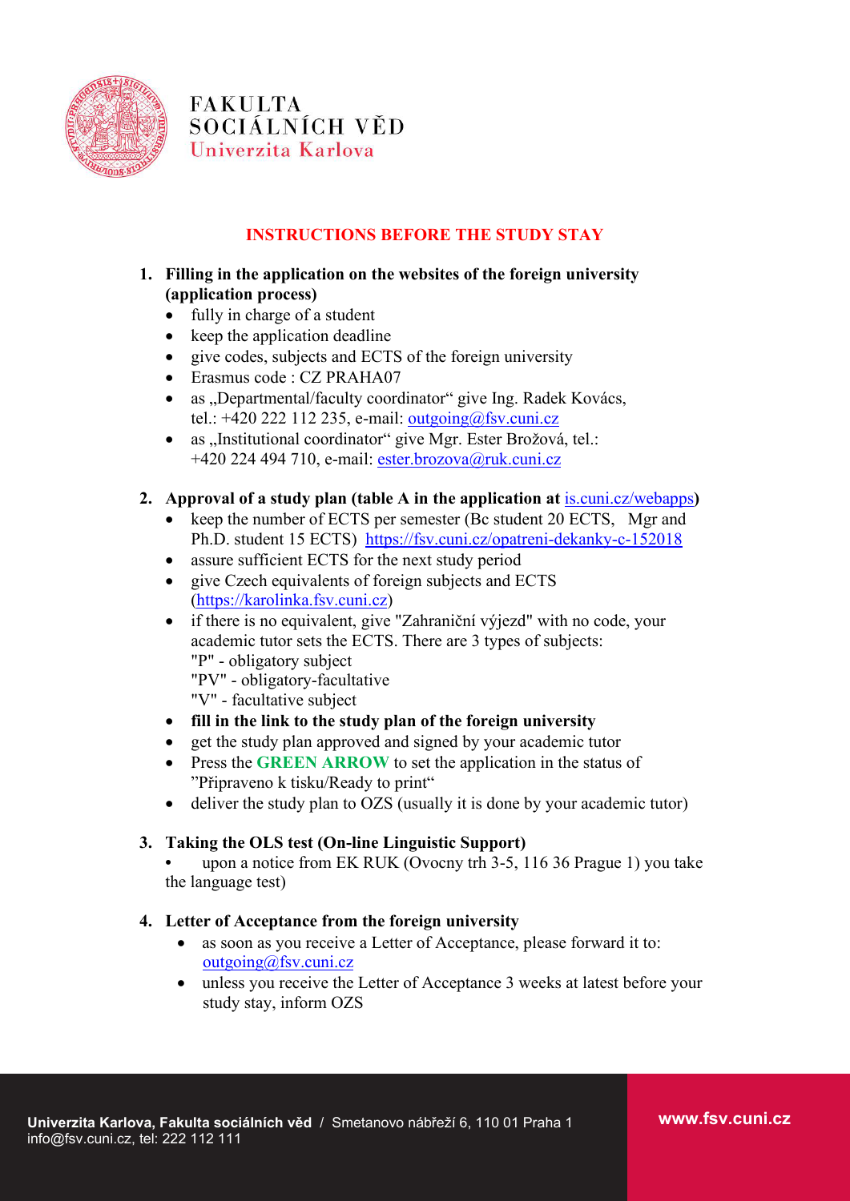FAKULTA SOCIÁLNÍCH VĚD
Univerzita Karlova

# INSTRUCTIONS BEFORE THE STUDY STAY

1. **Filling in the application on the websites of the foreign university (application process)**
   - fully in charge of a student
   - keep the application deadline
   - give codes, subjects and ECTS of the foreign university
   - Erasmus code : CZ PRAHA07
   - as „Departmental/faculty coordinator" give Ing. Radek Kovács, tel.: +420 222 112 235, e-mail: outgoing@fsv.cuni.cz
   - as „Institutional coordinator" give Mgr. Ester Brožová, tel.: +420 224 494 710, e-mail: ester.brozova@ruk.cuni.cz

2. **Approval of a study plan (table A in the application at is.cuni.cz/webapps)**
   - keep the number of ECTS per semester (Bc student 20 ECTS, Mgr and Ph.D. student 15 ECTS) https://fsv.cuni.cz/opatreni-dekanky-c-152018
   - assure sufficient ECTS for the next study period
   - give Czech equivalents of foreign subjects and ECTS (https://karolinka.fsv.cuni.cz)
   - if there is no equivalent, give "Zahraniční výjezd" with no code, your academic tutor sets the ECTS. There are 3 types of subjects:
     "P" - obligatory subject
     "PV" - obligatory-facultative
     "V" - facultative subject
   - **fill in the link to the study plan of the foreign university**
   - get the study plan approved and signed by your academic tutor
   - Press the **GREEN ARROW** to set the application in the status of "Připraveno k tisku/Ready to print"
   - deliver the study plan to OZS (usually it is done by your academic tutor)

3. **Taking the OLS test (On-line Linguistic Support)**
   - upon a notice from EK RUK (Ovocny trh 3-5, 116 36 Prague 1) you take the language test)

4. **Letter of Acceptance from the foreign university**
   - as soon as you receive a Letter of Acceptance, please forward it to: outgoing@fsv.cuni.cz
   - unless you receive the Letter of Acceptance 3 weeks at latest before your study stay, inform OZS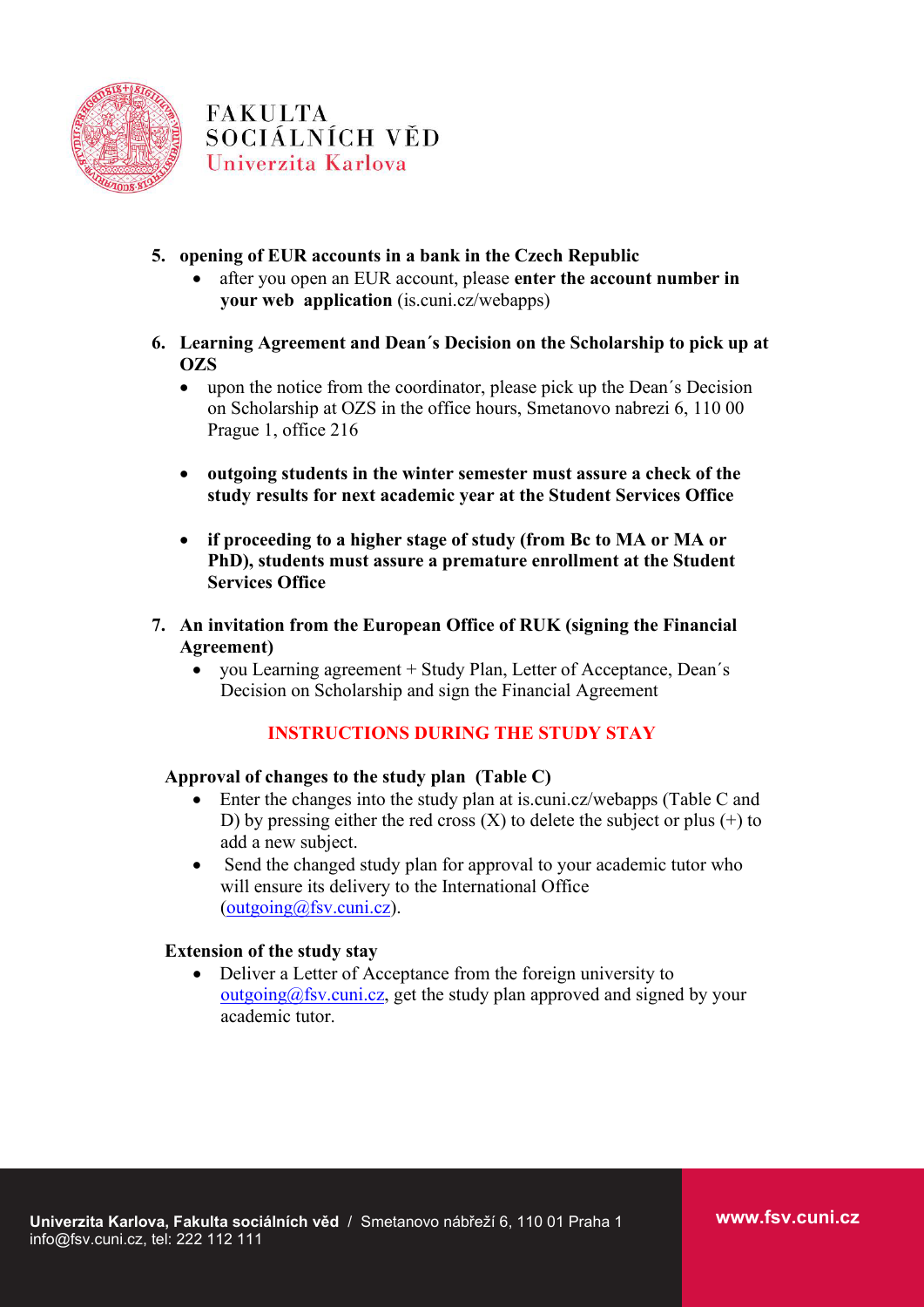5. **opening of EUR accounts in a bank in the Czech Republic**
   - after you open an EUR account, please **enter the account number in your web application** (is.cuni.cz/webapps)

6. **Learning Agreement and Dean´s Decision on the Scholarship to pick up at OZS**
   - upon the notice from the coordinator, please pick up the Dean´s Decision on Scholarship at OZS in the office hours, Smetanovo nabrezi 6, 110 00 Prague 1, office 216
   - **outgoing students in the winter semester must assure a check of the study results for next academic year at the Student Services Office**
   - **if proceeding to a higher stage of study (from Bc to MA or MA or PhD), students must assure a premature enrollment at the Student Services Office**

7. **An invitation from the European Office of RUK (signing the Financial Agreement)**
   - you Learning agreement + Study Plan, Letter of Acceptance, Dean´s Decision on Scholarship and sign the Financial Agreement

## INSTRUCTIONS DURING THE STUDY STAY

### Approval of changes to the study plan (Table C)

- Enter the changes into the study plan at is.cuni.cz/webapps (Table C and D) by pressing either the red cross (X) to delete the subject or plus (+) to add a new subject.
- Send the changed study plan for approval to your academic tutor who will ensure its delivery to the International Office (outgoing@fsv.cuni.cz).

### Extension of the study stay

- Deliver a Letter of Acceptance from the foreign university to outgoing@fsv.cuni.cz, get the study plan approved and signed by your academic tutor.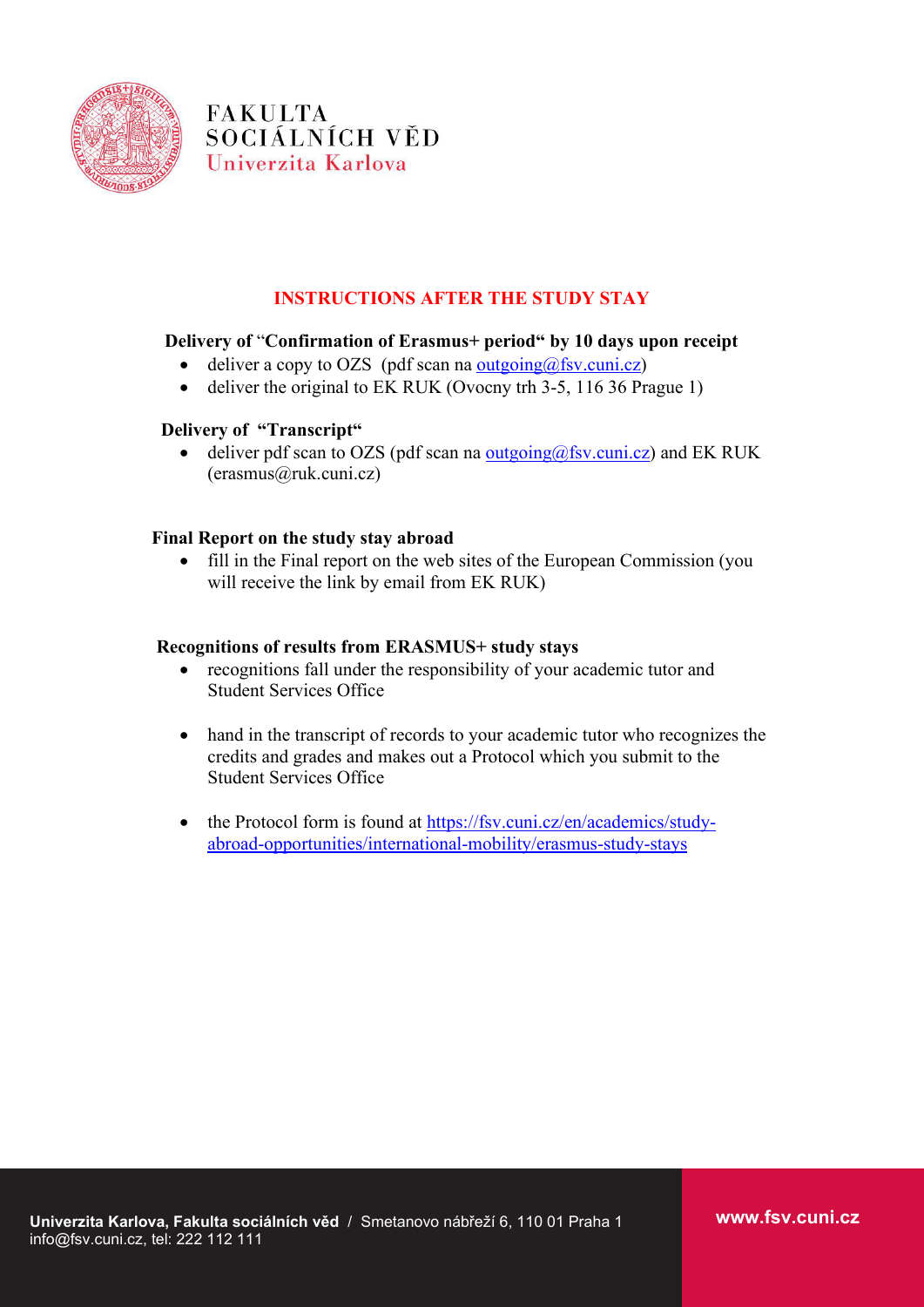## INSTRUCTIONS AFTER THE STUDY STAY

**Delivery of "Confirmation of Erasmus+ period" by 10 days upon receipt**

- deliver a copy to OZS (pdf scan na outgoing@fsv.cuni.cz)
- deliver the original to EK RUK (Ovocny trh 3-5, 116 36 Prague 1)

**Delivery of "Transcript"**

- deliver pdf scan to OZS (pdf scan na outgoing@fsv.cuni.cz) and EK RUK (erasmus@ruk.cuni.cz)

**Final Report on the study stay abroad**

- fill in the Final report on the web sites of the European Commission (you will receive the link by email from EK RUK)

**Recognitions of results from ERASMUS+ study stays**

- recognitions fall under the responsibility of your academic tutor and Student Services Office
- hand in the transcript of records to your academic tutor who recognizes the credits and grades and makes out a Protocol which you submit to the Student Services Office
- the Protocol form is found at https://fsv.cuni.cz/en/academics/study-abroad-opportunities/international-mobility/erasmus-study-stays